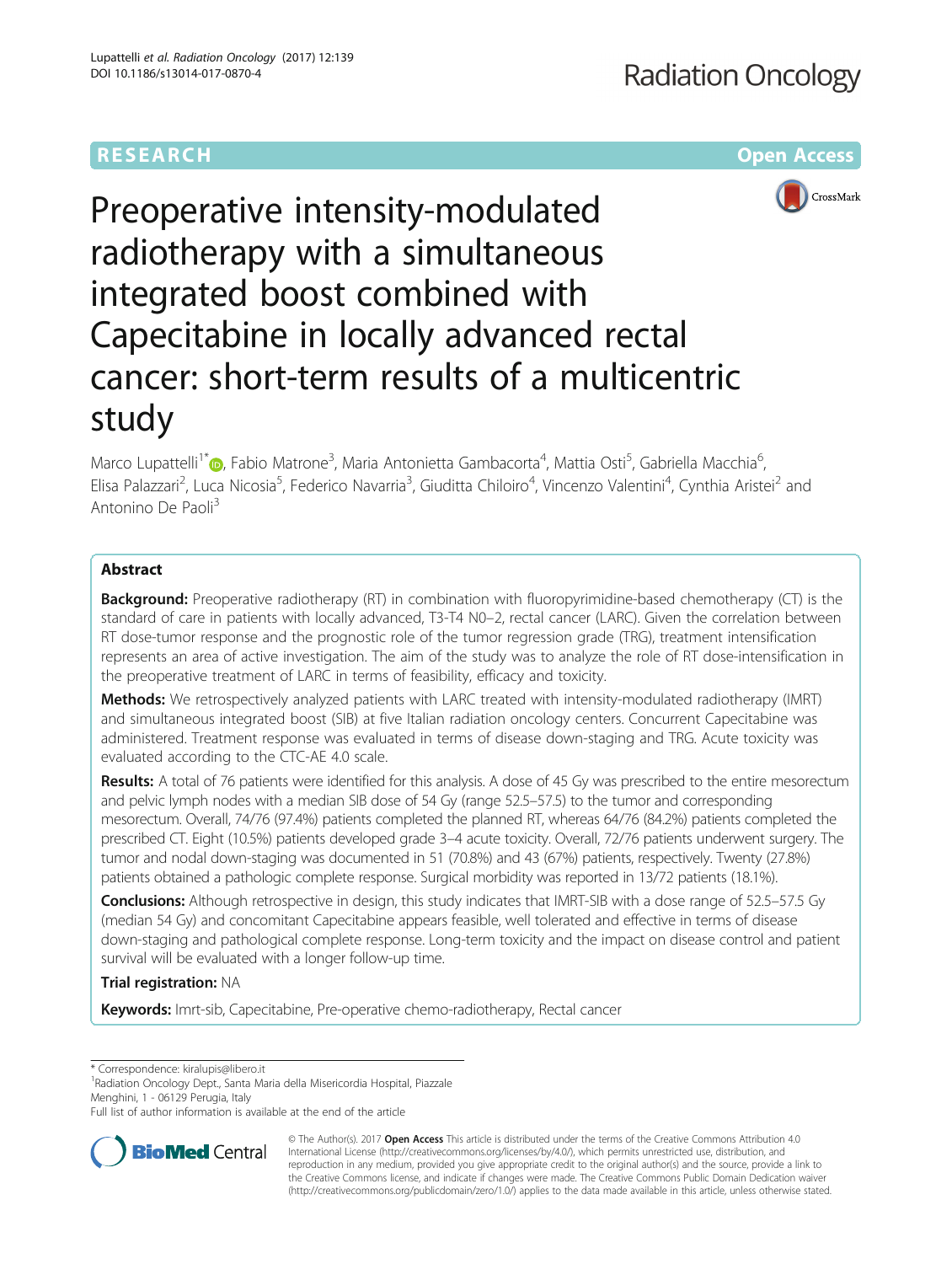RESEARCH | Open Access

# Preoperative intensity-modulated radiotherapy with a simultaneous integrated boost combined with Capecitabine in locally advanced rectal cancer: short-term results of a multicentric study

Marco Lupattelli[1*], Fabio Matrone[3], Maria Antonietta Gambacorta[4], Mattia Osti[5], Gabriella Macchia[6], Elisa Palazzari[2], Luca Nicosia[5], Federico Navarria[3], Giuditta Chiloiro[4], Vincenzo Valentini[4], Cynthia Aristei[2] and Antonino De Paoli[3]

## Abstract

**Background:** Preoperative radiotherapy (RT) in combination with fluoropyrimidine-based chemotherapy (CT) is the standard of care in patients with locally advanced, T3-T4 N0–2, rectal cancer (LARC). Given the correlation between RT dose-tumor response and the prognostic role of the tumor regression grade (TRG), treatment intensification represents an area of active investigation. The aim of the study was to analyze the role of RT dose-intensification in the preoperative treatment of LARC in terms of feasibility, efficacy and toxicity.

**Methods:** We retrospectively analyzed patients with LARC treated with intensity-modulated radiotherapy (IMRT) and simultaneous integrated boost (SIB) at five Italian radiation oncology centers. Concurrent Capecitabine was administered. Treatment response was evaluated in terms of disease down-staging and TRG. Acute toxicity was evaluated according to the CTC-AE 4.0 scale.

**Results:** A total of 76 patients were identified for this analysis. A dose of 45 Gy was prescribed to the entire mesorectum and pelvic lymph nodes with a median SIB dose of 54 Gy (range 52.5–57.5) to the tumor and corresponding mesorectum. Overall, 74/76 (97.4%) patients completed the planned RT, whereas 64/76 (84.2%) patients completed the prescribed CT. Eight (10.5%) patients developed grade 3–4 acute toxicity. Overall, 72/76 patients underwent surgery. The tumor and nodal down-staging was documented in 51 (70.8%) and 43 (67%) patients, respectively. Twenty (27.8%) patients obtained a pathologic complete response. Surgical morbidity was reported in 13/72 patients (18.1%).

**Conclusions:** Although retrospective in design, this study indicates that IMRT-SIB with a dose range of 52.5–57.5 Gy (median 54 Gy) and concomitant Capecitabine appears feasible, well tolerated and effective in terms of disease down-staging and pathological complete response. Long-term toxicity and the impact on disease control and patient survival will be evaluated with a longer follow-up time.

**Trial registration:** NA

**Keywords:** Imrt-sib, Capecitabine, Pre-operative chemo-radiotherapy, Rectal cancer

---

* Correspondence: kiralupis@libero.it
[1]Radiation Oncology Dept., Santa Maria della Misericordia Hospital, Piazzale Menghini, 1 - 06129 Perugia, Italy
Full list of author information is available at the end of the article

© The Author(s). 2017 **Open Access** This article is distributed under the terms of the Creative Commons Attribution 4.0 International License (http://creativecommons.org/licenses/by/4.0/), which permits unrestricted use, distribution, and reproduction in any medium, provided you give appropriate credit to the original author(s) and the source, provide a link to the Creative Commons license, and indicate if changes were made. The Creative Commons Public Domain Dedication waiver (http://creativecommons.org/publicdomain/zero/1.0/) applies to the data made available in this article, unless otherwise stated.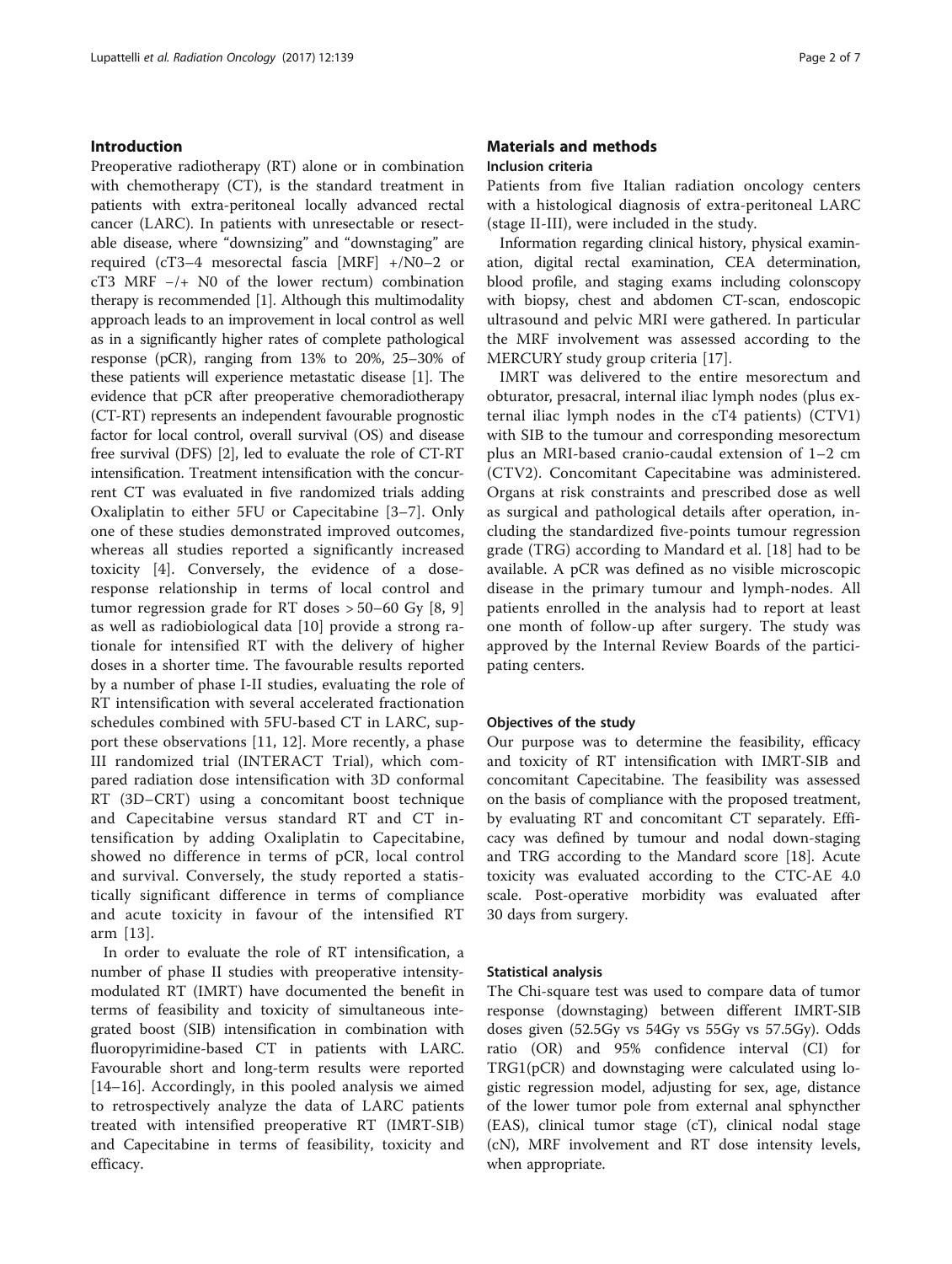## Introduction

Preoperative radiotherapy (RT) alone or in combination with chemotherapy (CT), is the standard treatment in patients with extra-peritoneal locally advanced rectal cancer (LARC). In patients with unresectable or resectable disease, where "downsizing" and "downstaging" are required (cT3–4 mesorectal fascia [MRF] +/N0–2 or cT3 MRF −/+ N0 of the lower rectum) combination therapy is recommended [1]. Although this multimodality approach leads to an improvement in local control as well as in a significantly higher rates of complete pathological response (pCR), ranging from 13% to 20%, 25–30% of these patients will experience metastatic disease [1]. The evidence that pCR after preoperative chemoradiotherapy (CT-RT) represents an independent favourable prognostic factor for local control, overall survival (OS) and disease free survival (DFS) [2], led to evaluate the role of CT-RT intensification. Treatment intensification with the concurrent CT was evaluated in five randomized trials adding Oxaliplatin to either 5FU or Capecitabine [3–7]. Only one of these studies demonstrated improved outcomes, whereas all studies reported a significantly increased toxicity [4]. Conversely, the evidence of a dose-response relationship in terms of local control and tumor regression grade for RT doses > 50–60 Gy [8, 9] as well as radiobiological data [10] provide a strong rationale for intensified RT with the delivery of higher doses in a shorter time. The favourable results reported by a number of phase I-II studies, evaluating the role of RT intensification with several accelerated fractionation schedules combined with 5FU-based CT in LARC, support these observations [11, 12]. More recently, a phase III randomized trial (INTERACT Trial), which compared radiation dose intensification with 3D conformal RT (3D–CRT) using a concomitant boost technique and Capecitabine versus standard RT and CT intensification by adding Oxaliplatin to Capecitabine, showed no difference in terms of pCR, local control and survival. Conversely, the study reported a statistically significant difference in terms of compliance and acute toxicity in favour of the intensified RT arm [13].

In order to evaluate the role of RT intensification, a number of phase II studies with preoperative intensity-modulated RT (IMRT) have documented the benefit in terms of feasibility and toxicity of simultaneous integrated boost (SIB) intensification in combination with fluoropyrimidine-based CT in patients with LARC. Favourable short and long-term results were reported [14–16]. Accordingly, in this pooled analysis we aimed to retrospectively analyze the data of LARC patients treated with intensified preoperative RT (IMRT-SIB) and Capecitabine in terms of feasibility, toxicity and efficacy.

## Materials and methods

### Inclusion criteria

Patients from five Italian radiation oncology centers with a histological diagnosis of extra-peritoneal LARC (stage II-III), were included in the study.

Information regarding clinical history, physical examination, digital rectal examination, CEA determination, blood profile, and staging exams including colonscopy with biopsy, chest and abdomen CT-scan, endoscopic ultrasound and pelvic MRI were gathered. In particular the MRF involvement was assessed according to the MERCURY study group criteria [17].

IMRT was delivered to the entire mesorectum and obturator, presacral, internal iliac lymph nodes (plus external iliac lymph nodes in the cT4 patients) (CTV1) with SIB to the tumour and corresponding mesorectum plus an MRI-based cranio-caudal extension of 1–2 cm (CTV2). Concomitant Capecitabine was administered. Organs at risk constraints and prescribed dose as well as surgical and pathological details after operation, including the standardized five-points tumour regression grade (TRG) according to Mandard et al. [18] had to be available. A pCR was defined as no visible microscopic disease in the primary tumour and lymph-nodes. All patients enrolled in the analysis had to report at least one month of follow-up after surgery. The study was approved by the Internal Review Boards of the participating centers.

### Objectives of the study

Our purpose was to determine the feasibility, efficacy and toxicity of RT intensification with IMRT-SIB and concomitant Capecitabine. The feasibility was assessed on the basis of compliance with the proposed treatment, by evaluating RT and concomitant CT separately. Efficacy was defined by tumour and nodal down-staging and TRG according to the Mandard score [18]. Acute toxicity was evaluated according to the CTC-AE 4.0 scale. Post-operative morbidity was evaluated after 30 days from surgery.

### Statistical analysis

The Chi-square test was used to compare data of tumor response (downstaging) between different IMRT-SIB doses given (52.5Gy vs 54Gy vs 55Gy vs 57.5Gy). Odds ratio (OR) and 95% confidence interval (CI) for TRG1(pCR) and downstaging were calculated using logistic regression model, adjusting for sex, age, distance of the lower tumor pole from external anal sphyncther (EAS), clinical tumor stage (cT), clinical nodal stage (cN), MRF involvement and RT dose intensity levels, when appropriate.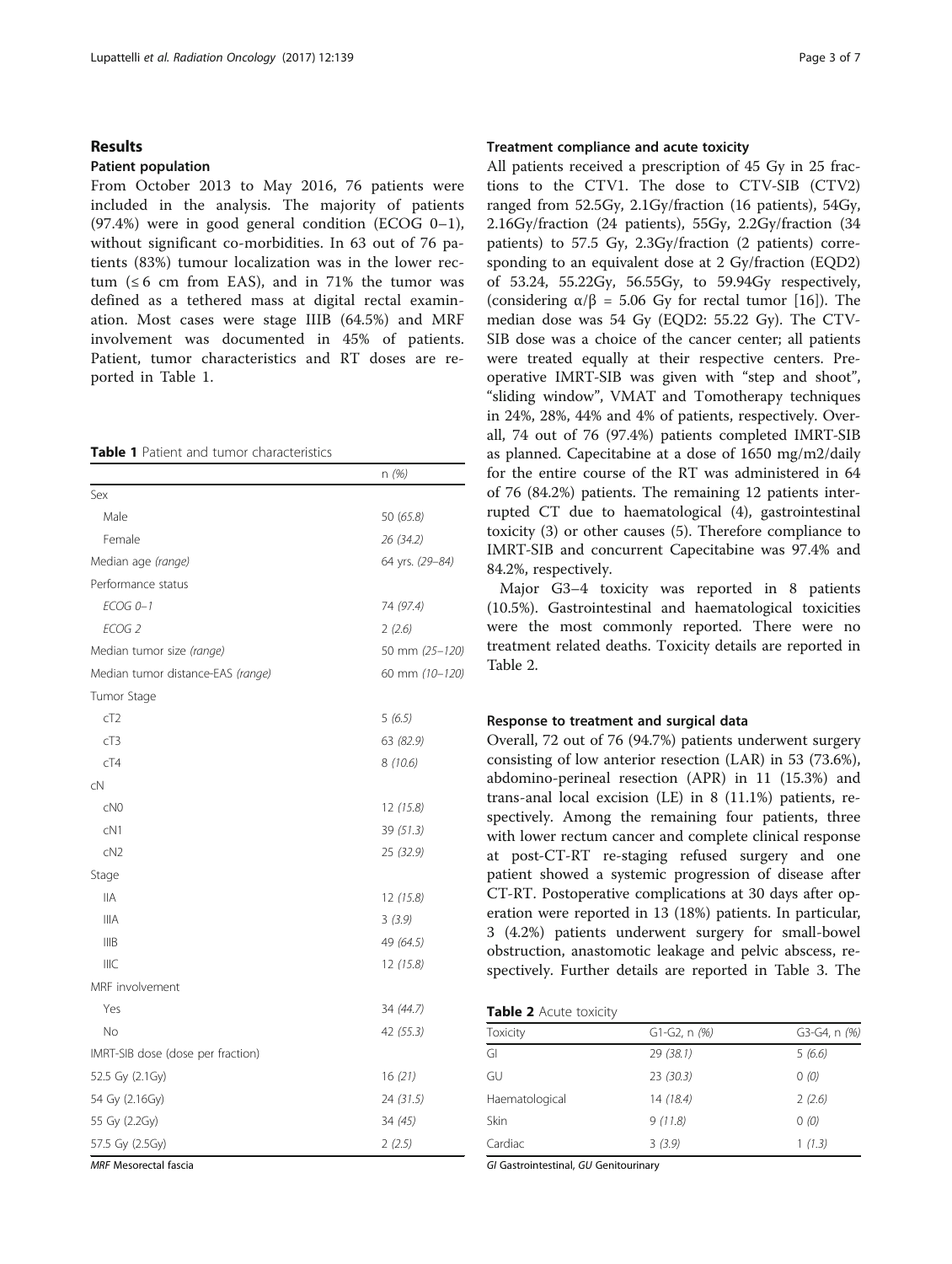## Results

### Patient population

From October 2013 to May 2016, 76 patients were included in the analysis. The majority of patients (97.4%) were in good general condition (ECOG 0–1), without significant co-morbidities. In 63 out of 76 patients (83%) tumour localization was in the lower rectum (≤ 6 cm from EAS), and in 71% the tumor was defined as a tethered mass at digital rectal examination. Most cases were stage IIIB (64.5%) and MRF involvement was documented in 45% of patients. Patient, tumor characteristics and RT doses are reported in Table 1.

**Table 1** Patient and tumor characteristics

| | n *(%)* |
|---|---|
| Sex | |
| Male | 50 *(65.8)* |
| Female | 26 *(34.2)* |
| Median age *(range)* | 64 yrs. *(29–84)* |
| Performance status | |
| *ECOG 0–1* | 74 *(97.4)* |
| *ECOG 2* | 2 *(2.6)* |
| Median tumor size *(range)* | 50 mm *(25–120)* |
| Median tumor distance-EAS *(range)* | 60 mm *(10–120)* |
| Tumor Stage | |
| cT2 | 5 *(6.5)* |
| cT3 | 63 *(82.9)* |
| cT4 | 8 *(10.6)* |
| cN | |
| cN0 | 12 *(15.8)* |
| cN1 | 39 *(51.3)* |
| cN2 | 25 *(32.9)* |
| Stage | |
| IIA | 12 *(15.8)* |
| IIIA | 3 *(3.9)* |
| IIIB | 49 *(64.5)* |
| IIIC | 12 *(15.8)* |
| MRF involvement | |
| Yes | 34 *(44.7)* |
| No | 42 *(55.3)* |
| IMRT-SIB dose (dose per fraction) | |
| 52.5 Gy (2.1Gy) | 16 *(21)* |
| 54 Gy (2.16Gy) | 24 *(31.5)* |
| 55 Gy (2.2Gy) | 34 *(45)* |
| 57.5 Gy (2.5Gy) | 2 *(2.5)* |

*MRF* Mesorectal fascia

### Treatment compliance and acute toxicity

All patients received a prescription of 45 Gy in 25 fractions to the CTV1. The dose to CTV-SIB (CTV2) ranged from 52.5Gy, 2.1Gy/fraction (16 patients), 54Gy, 2.16Gy/fraction (24 patients), 55Gy, 2.2Gy/fraction (34 patients) to 57.5 Gy, 2.3Gy/fraction (2 patients) corresponding to an equivalent dose at 2 Gy/fraction (EQD2) of 53.24, 55.22Gy, 56.55Gy, to 59.94Gy respectively, (considering $\alpha/\beta$ = 5.06 Gy for rectal tumor [16]). The median dose was 54 Gy (EQD2: 55.22 Gy). The CTV-SIB dose was a choice of the cancer center; all patients were treated equally at their respective centers. Preoperative IMRT-SIB was given with "step and shoot", "sliding window", VMAT and Tomotherapy techniques in 24%, 28%, 44% and 4% of patients, respectively. Overall, 74 out of 76 (97.4%) patients completed IMRT-SIB as planned. Capecitabine at a dose of 1650 mg/m2/daily for the entire course of the RT was administered in 64 of 76 (84.2%) patients. The remaining 12 patients interrupted CT due to haematological (4), gastrointestinal toxicity (3) or other causes (5). Therefore compliance to IMRT-SIB and concurrent Capecitabine was 97.4% and 84.2%, respectively.

Major G3–4 toxicity was reported in 8 patients (10.5%). Gastrointestinal and haematological toxicities were the most commonly reported. There were no treatment related deaths. Toxicity details are reported in Table 2.

### Response to treatment and surgical data

Overall, 72 out of 76 (94.7%) patients underwent surgery consisting of low anterior resection (LAR) in 53 (73.6%), abdomino-perineal resection (APR) in 11 (15.3%) and trans-anal local excision (LE) in 8 (11.1%) patients, respectively. Among the remaining four patients, three with lower rectum cancer and complete clinical response at post-CT-RT re-staging refused surgery and one patient showed a systemic progression of disease after CT-RT. Postoperative complications at 30 days after operation were reported in 13 (18%) patients. In particular, 3 (4.2%) patients underwent surgery for small-bowel obstruction, anastomotic leakage and pelvic abscess, respectively. Further details are reported in Table 3. The

**Table 2** Acute toxicity

| Toxicity | G1-G2, n *(%)* | G3-G4, n *(%)* |
|---|---|---|
| GI | 29 *(38.1)* | 5 *(6.6)* |
| GU | 23 *(30.3)* | 0 *(0)* |
| Haematological | 14 *(18.4)* | 2 *(2.6)* |
| Skin | 9 *(11.8)* | 0 *(0)* |
| Cardiac | 3 *(3.9)* | 1 *(1.3)* |

*GI* Gastrointestinal, *GU* Genitourinary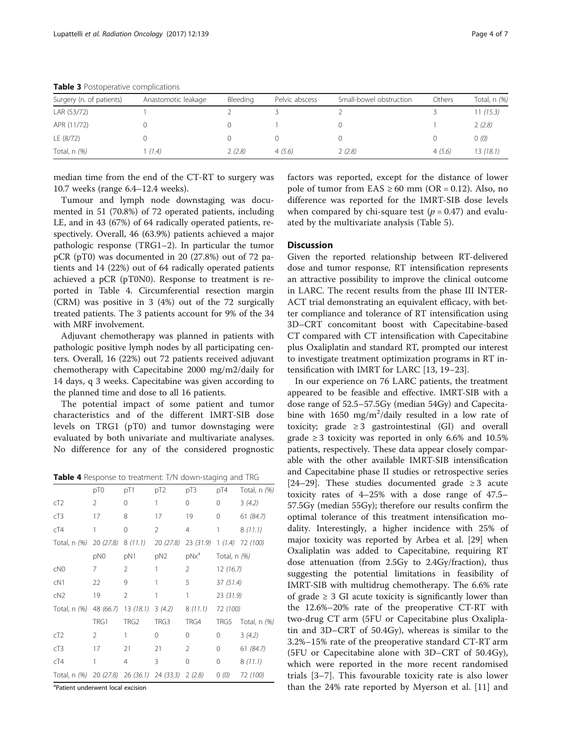**Table 3** Postoperative complications

| Surgery (n. of patients) | Anastomotic leakage | Bleeding | Pelvic abscess | Small-bowel obstruction | Others | Total, n *(%)* |
|---|---|---|---|---|---|---|
| LAR (53/72) | 1 | 2 | 3 | 2 | 3 | 11 *(15.3)* |
| APR (11/72) | 0 | 0 | 1 | 0 | 1 | 2 *(2.8)* |
| LE (8/72) | 0 | 0 | 0 | 0 | 0 | 0 *(0)* |
| Total, n *(%)* | 1 *(1.4)* | 2 *(2.8)* | 4 *(5.6)* | 2 *(2.8)* | 4 *(5.6)* | 13 *(18.1)* |

median time from the end of the CT-RT to surgery was 10.7 weeks (range 6.4–12.4 weeks).

Tumour and lymph node downstaging was documented in 51 (70.8%) of 72 operated patients, including LE, and in 43 (67%) of 64 radically operated patients, respectively. Overall, 46 (63.9%) patients achieved a major pathologic response (TRG1–2). In particular the tumor pCR (pT0) was documented in 20 (27.8%) out of 72 patients and 14 (22%) out of 64 radically operated patients achieved a pCR (pT0N0). Response to treatment is reported in Table 4. Circumferential resection margin (CRM) was positive in 3 (4%) out of the 72 surgically treated patients. The 3 patients account for 9% of the 34 with MRF involvement.

Adjuvant chemotherapy was planned in patients with pathologic positive lymph nodes by all participating centers. Overall, 16 (22%) out 72 patients received adjuvant chemotherapy with Capecitabine 2000 mg/m2/daily for 14 days, q 3 weeks. Capecitabine was given according to the planned time and dose to all 16 patients.

The potential impact of some patient and tumor characteristics and of the different IMRT-SIB dose levels on TRG1 (pT0) and tumor downstaging were evaluated by both univariate and multivariate analyses. No difference for any of the considered prognostic factors was reported, except for the distance of lower pole of tumor from EAS ≥ 60 mm (OR = 0.12). Also, no difference was reported for the IMRT-SIB dose levels when compared by chi-square test ($p = 0.47$) and evaluated by the multivariate analysis (Table 5).

**Table 4** Response to treatment: T/N down-staging and TRG

| | pT0 | pT1 | pT2 | pT3 | pT4 | Total, n *(%)* |
|---|---|---|---|---|---|---|
| cT2 | 2 | 0 | 1 | 0 | 0 | 3 *(4.2)* |
| cT3 | 17 | 8 | 17 | 19 | 0 | 61 *(84.7)* |
| cT4 | 1 | 0 | 2 | 4 | 1 | 8 *(11.1)* |
| Total, n *(%)* | 20 *(27.8)* | 8 *(11.1)* | 20 *(27.8)* | 23 *(31.9)* | 1 *(1.4)* | 72 *(100)* |
| | pN0 | pN1 | pN2 | pNx[a] | Total, n *(%)* | |
| cN0 | 7 | 2 | 1 | 2 | 12 *(16.7)* | |
| cN1 | 22 | 9 | 1 | 5 | 37 *(51.4)* | |
| cN2 | 19 | 2 | 1 | 1 | 23 *(31.9)* | |
| Total, n *(%)* | 48 *(66.7)* | 13 *(18.1)* | 3 *(4.2)* | 8 *(11.1)* | 72 *(100)* | |
| | TRG1 | TRG2 | TRG3 | TRG4 | TRG5 | Total, n *(%)* |
| cT2 | 2 | 1 | 0 | 0 | 0 | 3 *(4.2)* |
| cT3 | 17 | 21 | 21 | 2 | 0 | 61 *(84.7)* |
| cT4 | 1 | 4 | 3 | 0 | 0 | 8 *(11.1)* |
| Total, n *(%)* | 20 *(27.8)* | 26 *(36.1)* | 24 *(33.3)* | 2 *(2.8)* | 0 *(0)* | 72 *(100)* |

[a]Patient underwent local excision

## Discussion

Given the reported relationship between RT-delivered dose and tumor response, RT intensification represents an attractive possibility to improve the clinical outcome in LARC. The recent results from the phase III INTERACT trial demonstrating an equivalent efficacy, with better compliance and tolerance of RT intensification using 3D–CRT concomitant boost with Capecitabine-based CT compared with CT intensification with Capecitabine plus Oxaliplatin and standard RT, prompted our interest to investigate treatment optimization programs in RT intensification with IMRT for LARC [13, 19–23].

In our experience on 76 LARC patients, the treatment appeared to be feasible and effective. IMRT-SIB with a dose range of 52.5–57.5Gy (median 54Gy) and Capecitabine with 1650 mg/m$^2$/daily resulted in a low rate of toxicity; grade ≥ 3 gastrointestinal (GI) and overall grade ≥ 3 toxicity was reported in only 6.6% and 10.5% patients, respectively. These data appear closely comparable with the other available IMRT-SIB intensification and Capecitabine phase II studies or retrospective series [24–29]. These studies documented grade ≥ 3 acute toxicity rates of 4–25% with a dose range of 47.5–57.5Gy (median 55Gy); therefore our results confirm the optimal tolerance of this treatment intensification modality. Interestingly, a higher incidence with 25% of major toxicity was reported by Arbea et al. [29] when Oxaliplatin was added to Capecitabine, requiring RT dose attenuation (from 2.5Gy to 2.4Gy/fraction), thus suggesting the potential limitations in feasibility of IMRT-SIB with multidrug chemotherapy. The 6.6% rate of grade ≥ 3 GI acute toxicity is significantly lower than the 12.6%–20% rate of the preoperative CT-RT with two-drug CT arm (5FU or Capecitabine plus Oxaliplatin and 3D–CRT of 50.4Gy), whereas is similar to the 3.2%–15% rate of the preoperative standard CT-RT arm (5FU or Capecitabine alone with 3D–CRT of 50.4Gy), which were reported in the more recent randomised trials [3–7]. This favourable toxicity rate is also lower than the 24% rate reported by Myerson et al. [11] and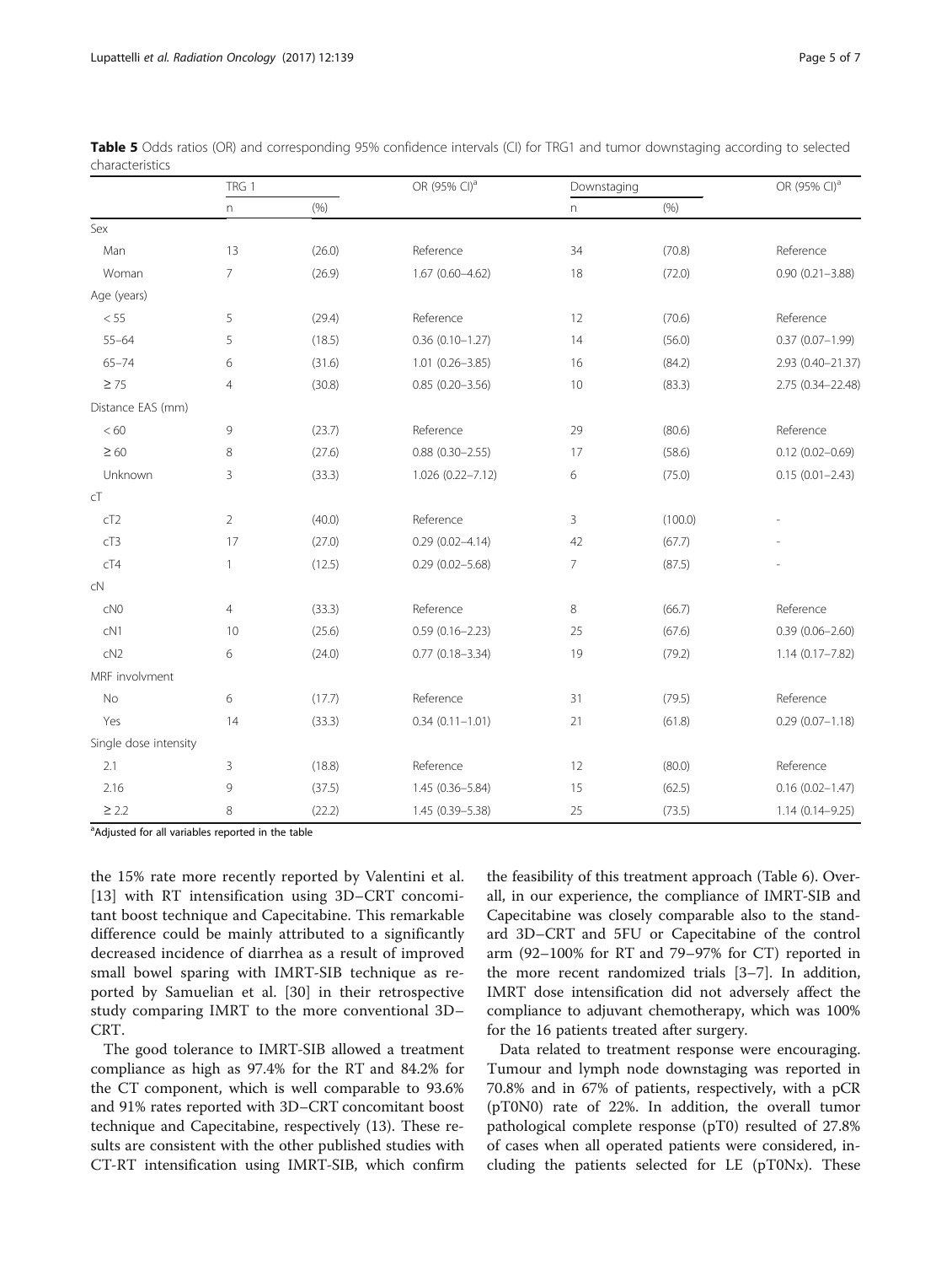**Table 5** Odds ratios (OR) and corresponding 95% confidence intervals (CI) for TRG1 and tumor downstaging according to selected characteristics

| | TRG 1 | | OR (95% CI)[a] | Downstaging | | OR (95% CI)[a] |
|---|---|---|---|---|---|---|
| | n | (%) | | n | (%) | |
| Sex | | | | | | |
| Man | 13 | (26.0) | Reference | 34 | (70.8) | Reference |
| Woman | 7 | (26.9) | 1.67 (0.60–4.62) | 18 | (72.0) | 0.90 (0.21–3.88) |
| Age (years) | | | | | | |
| < 55 | 5 | (29.4) | Reference | 12 | (70.6) | Reference |
| 55–64 | 5 | (18.5) | 0.36 (0.10–1.27) | 14 | (56.0) | 0.37 (0.07–1.99) |
| 65–74 | 6 | (31.6) | 1.01 (0.26–3.85) | 16 | (84.2) | 2.93 (0.40–21.37) |
| ≥ 75 | 4 | (30.8) | 0.85 (0.20–3.56) | 10 | (83.3) | 2.75 (0.34–22.48) |
| Distance EAS (mm) | | | | | | |
| < 60 | 9 | (23.7) | Reference | 29 | (80.6) | Reference |
| ≥ 60 | 8 | (27.6) | 0.88 (0.30–2.55) | 17 | (58.6) | 0.12 (0.02–0.69) |
| Unknown | 3 | (33.3) | 1.026 (0.22–7.12) | 6 | (75.0) | 0.15 (0.01–2.43) |
| cT | | | | | | |
| cT2 | 2 | (40.0) | Reference | 3 | (100.0) | - |
| cT3 | 17 | (27.0) | 0.29 (0.02–4.14) | 42 | (67.7) | - |
| cT4 | 1 | (12.5) | 0.29 (0.02–5.68) | 7 | (87.5) | - |
| cN | | | | | | |
| cN0 | 4 | (33.3) | Reference | 8 | (66.7) | Reference |
| cN1 | 10 | (25.6) | 0.59 (0.16–2.23) | 25 | (67.6) | 0.39 (0.06–2.60) |
| cN2 | 6 | (24.0) | 0.77 (0.18–3.34) | 19 | (79.2) | 1.14 (0.17–7.82) |
| MRF involvment | | | | | | |
| No | 6 | (17.7) | Reference | 31 | (79.5) | Reference |
| Yes | 14 | (33.3) | 0.34 (0.11–1.01) | 21 | (61.8) | 0.29 (0.07–1.18) |
| Single dose intensity | | | | | | |
| 2.1 | 3 | (18.8) | Reference | 12 | (80.0) | Reference |
| 2.16 | 9 | (37.5) | 1.45 (0.36–5.84) | 15 | (62.5) | 0.16 (0.02–1.47) |
| ≥ 2.2 | 8 | (22.2) | 1.45 (0.39–5.38) | 25 | (73.5) | 1.14 (0.14–9.25) |

[a]Adjusted for all variables reported in the table

the 15% rate more recently reported by Valentini et al. [13] with RT intensification using 3D–CRT concomitant boost technique and Capecitabine. This remarkable difference could be mainly attributed to a significantly decreased incidence of diarrhea as a result of improved small bowel sparing with IMRT-SIB technique as reported by Samuelian et al. [30] in their retrospective study comparing IMRT to the more conventional 3D–CRT.

The good tolerance to IMRT-SIB allowed a treatment compliance as high as 97.4% for the RT and 84.2% for the CT component, which is well comparable to 93.6% and 91% rates reported with 3D–CRT concomitant boost technique and Capecitabine, respectively (13). These results are consistent with the other published studies with CT-RT intensification using IMRT-SIB, which confirm the feasibility of this treatment approach (Table 6). Overall, in our experience, the compliance of IMRT-SIB and Capecitabine was closely comparable also to the standard 3D–CRT and 5FU or Capecitabine of the control arm (92–100% for RT and 79–97% for CT) reported in the more recent randomized trials [3–7]. In addition, IMRT dose intensification did not adversely affect the compliance to adjuvant chemotherapy, which was 100% for the 16 patients treated after surgery.

Data related to treatment response were encouraging. Tumour and lymph node downstaging was reported in 70.8% and in 67% of patients, respectively, with a pCR (pT0N0) rate of 22%. In addition, the overall tumor pathological complete response (pT0) resulted of 27.8% of cases when all operated patients were considered, including the patients selected for LE (pT0Nx). These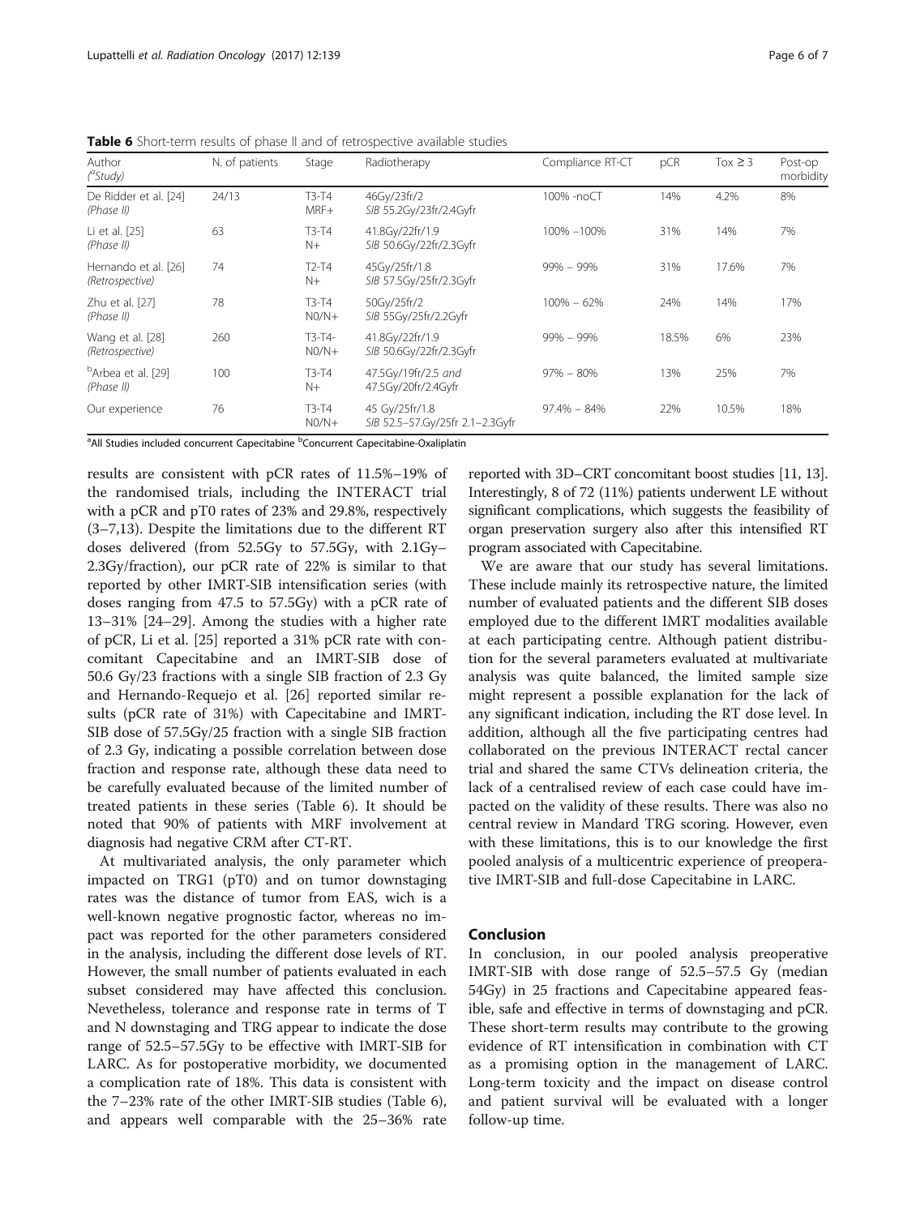**Table 6** Short-term results of phase II and of retrospective available studies

| Author ([a]Study) | N. of patients | Stage | Radiotherapy | Compliance RT-CT | pCR | Tox ≥ 3 | Post-op morbidity |
|---|---|---|---|---|---|---|---|
| De Ridder et al. [24] *(Phase II)* | 24/13 | T3-T4 MRF+ | 46Gy/23fr/2 *SIB 55.2Gy/23fr/2.4Gyfr* | 100% -noCT | 14% | 4.2% | 8% |
| Li et al. [25] *(Phase II)* | 63 | T3-T4 N+ | 41.8Gy/22fr/1.9 *SIB 50.6Gy/22fr/2.3Gyfr* | 100% –100% | 31% | 14% | 7% |
| Hernando et al. [26] *(Retrospective)* | 74 | T2-T4 N+ | 45Gy/25fr/1.8 *SIB 57.5Gy/25fr/2.3Gyfr* | 99% – 99% | 31% | 17.6% | 7% |
| Zhu et al. [27] *(Phase II)* | 78 | T3-T4 N0/N+ | 50Gy/25fr/2 *SIB 55Gy/25fr/2.2Gyfr* | 100% – 62% | 24% | 14% | 17% |
| Wang et al. [28] *(Retrospective)* | 260 | T3-T4- N0/N+ | 41.8Gy/22fr/1.9 *SIB 50.6Gy/22fr/2.3Gyfr* | 99% – 99% | 18.5% | 6% | 23% |
| [b]Arbea et al. [29] *(Phase II)* | 100 | T3-T4 N+ | 47.5Gy/19fr/2.5 *and* 47.5Gy/20fr/2.4Gyfr | 97% – 80% | 13% | 25% | 7% |
| Our experience | 76 | T3-T4 N0/N+ | 45 Gy/25fr/1.8 *SIB 52.5–57.Gy/25fr 2.1–2.3Gyfr* | 97.4% – 84% | 22% | 10.5% | 18% |

[a]All Studies included concurrent Capecitabine [b]Concurrent Capecitabine-Oxaliplatin

results are consistent with pCR rates of 11.5%–19% of the randomised trials, including the INTERACT trial with a pCR and pT0 rates of 23% and 29.8%, respectively (3–7,13). Despite the limitations due to the different RT doses delivered (from 52.5Gy to 57.5Gy, with 2.1Gy–2.3Gy/fraction), our pCR rate of 22% is similar to that reported by other IMRT-SIB intensification series (with doses ranging from 47.5 to 57.5Gy) with a pCR rate of 13–31% [24–29]. Among the studies with a higher rate of pCR, Li et al. [25] reported a 31% pCR rate with concomitant Capecitabine and an IMRT-SIB dose of 50.6 Gy/23 fractions with a single SIB fraction of 2.3 Gy and Hernando-Requejo et al. [26] reported similar results (pCR rate of 31%) with Capecitabine and IMRT-SIB dose of 57.5Gy/25 fraction with a single SIB fraction of 2.3 Gy, indicating a possible correlation between dose fraction and response rate, although these data need to be carefully evaluated because of the limited number of treated patients in these series (Table 6). It should be noted that 90% of patients with MRF involvement at diagnosis had negative CRM after CT-RT.

At multivariated analysis, the only parameter which impacted on TRG1 (pT0) and on tumor downstaging rates was the distance of tumor from EAS, wich is a well-known negative prognostic factor, whereas no impact was reported for the other parameters considered in the analysis, including the different dose levels of RT. However, the small number of patients evaluated in each subset considered may have affected this conclusion. Nevetheless, tolerance and response rate in terms of T and N downstaging and TRG appear to indicate the dose range of 52.5–57.5Gy to be effective with IMRT-SIB for LARC. As for postoperative morbidity, we documented a complication rate of 18%. This data is consistent with the 7–23% rate of the other IMRT-SIB studies (Table 6), and appears well comparable with the 25–36% rate reported with 3D–CRT concomitant boost studies [11, 13]. Interestingly, 8 of 72 (11%) patients underwent LE without significant complications, which suggests the feasibility of organ preservation surgery also after this intensified RT program associated with Capecitabine.

We are aware that our study has several limitations. These include mainly its retrospective nature, the limited number of evaluated patients and the different SIB doses employed due to the different IMRT modalities available at each participating centre. Although patient distribution for the several parameters evaluated at multivariate analysis was quite balanced, the limited sample size might represent a possible explanation for the lack of any significant indication, including the RT dose level. In addition, although all the five participating centres had collaborated on the previous INTERACT rectal cancer trial and shared the same CTVs delineation criteria, the lack of a centralised review of each case could have impacted on the validity of these results. There was also no central review in Mandard TRG scoring. However, even with these limitations, this is to our knowledge the first pooled analysis of a multicentric experience of preoperative IMRT-SIB and full-dose Capecitabine in LARC.

## Conclusion

In conclusion, in our pooled analysis preoperative IMRT-SIB with dose range of 52.5–57.5 Gy (median 54Gy) in 25 fractions and Capecitabine appeared feasible, safe and effective in terms of downstaging and pCR. These short-term results may contribute to the growing evidence of RT intensification in combination with CT as a promising option in the management of LARC. Long-term toxicity and the impact on disease control and patient survival will be evaluated with a longer follow-up time.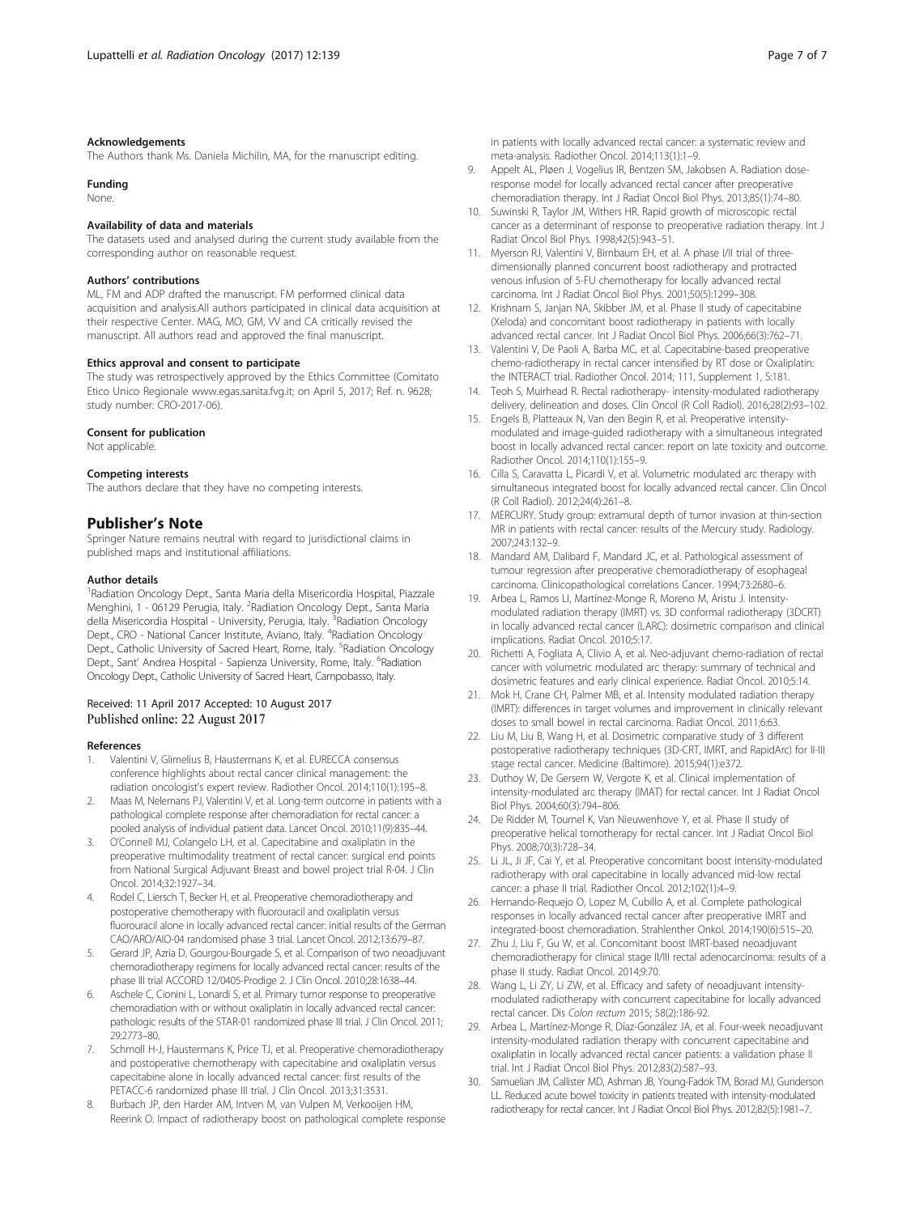#### Acknowledgements

The Authors thank Ms. Daniela Michilin, MA, for the manuscript editing.

#### Funding

None.

#### Availability of data and materials

The datasets used and analysed during the current study available from the corresponding author on reasonable request.

#### Authors' contributions

ML, FM and ADP drafted the manuscript. FM performed clinical data acquisition and analysis.All authors participated in clinical data acquisition at their respective Center. MAG, MO, GM, VV and CA critically revised the manuscript. All authors read and approved the final manuscript.

#### Ethics approval and consent to participate

The study was retrospectively approved by the Ethics Committee (Comitato Etico Unico Regionale www.egas.sanita.fvg.it; on April 5, 2017; Ref. n. 9628; study number: CRO-2017-06).

#### Consent for publication

Not applicable.

#### Competing interests

The authors declare that they have no competing interests.

## Publisher's Note

Springer Nature remains neutral with regard to jurisdictional claims in published maps and institutional affiliations.

#### Author details

[1]Radiation Oncology Dept., Santa Maria della Misericordia Hospital, Piazzale Menghini, 1 - 06129 Perugia, Italy. [2]Radiation Oncology Dept., Santa Maria della Misericordia Hospital - University, Perugia, Italy. [3]Radiation Oncology Dept., CRO - National Cancer Institute, Aviano, Italy. [4]Radiation Oncology Dept., Catholic University of Sacred Heart, Rome, Italy. [5]Radiation Oncology Dept., Sant' Andrea Hospital - Sapienza University, Rome, Italy. [6]Radiation Oncology Dept., Catholic University of Sacred Heart, Campobasso, Italy.

Received: 11 April 2017 Accepted: 10 August 2017
Published online: 22 August 2017

#### References

1. Valentini V, Glimelius B, Haustermans K, et al. EURECCA consensus conference highlights about rectal cancer clinical management: the radiation oncologist's expert review. Radiother Oncol. 2014;110(1):195–8.
2. Maas M, Nelemans PJ, Valentini V, et al. Long-term outcome in patients with a pathological complete response after chemoradiation for rectal cancer: a pooled analysis of individual patient data. Lancet Oncol. 2010;11(9):835–44.
3. O'Connell MJ, Colangelo LH, et al. Capecitabine and oxaliplatin in the preoperative multimodality treatment of rectal cancer: surgical end points from National Surgical Adjuvant Breast and bowel project trial R-04. J Clin Oncol. 2014;32:1927–34.
4. Rodel C, Liersch T, Becker H, et al. Preoperative chemoradiotherapy and postoperative chemotherapy with fluorouracil and oxaliplatin versus fluorouracil alone in locally advanced rectal cancer: initial results of the German CAO/ARO/AIO-04 randomised phase 3 trial. Lancet Oncol. 2012;13:679–87.
5. Gerard JP, Azria D, Gourgou-Bourgade S, et al. Comparison of two neoadjuvant chemoradiotherapy regimens for locally advanced rectal cancer: results of the phase III trial ACCORD 12/0405-Prodige 2. J Clin Oncol. 2010;28:1638–44.
6. Aschele C, Cionini L, Lonardi S, et al. Primary tumor response to preoperative chemoradiation with or without oxaliplatin in locally advanced rectal cancer: pathologic results of the STAR-01 randomized phase III trial. J Clin Oncol. 2011; 29:2773–80.
7. Schmoll H-J, Haustermans K, Price TJ, et al. Preoperative chemoradiotherapy and postoperative chemotherapy with capecitabine and oxaliplatin versus capecitabine alone in locally advanced rectal cancer: first results of the PETACC-6 randomized phase III trial. J Clin Oncol. 2013;31:3531.
8. Burbach JP, den Harder AM, Intven M, van Vulpen M, Verkooijen HM, Reerink O. Impact of radiotherapy boost on pathological complete response in patients with locally advanced rectal cancer: a systematic review and meta-analysis. Radiother Oncol. 2014;113(1):1–9.
9. Appelt AL, Pløen J, Vogelius IR, Bentzen SM, Jakobsen A. Radiation dose-response model for locally advanced rectal cancer after preoperative chemoradiation therapy. Int J Radiat Oncol Biol Phys. 2013;85(1):74–80.
10. Suwinski R, Taylor JM, Withers HR. Rapid growth of microscopic rectal cancer as a determinant of response to preoperative radiation therapy. Int J Radiat Oncol Biol Phys. 1998;42(5):943–51.
11. Myerson RJ, Valentini V, Birnbaum EH, et al. A phase I/II trial of three-dimensionally planned concurrent boost radiotherapy and protracted venous infusion of 5-FU chemotherapy for locally advanced rectal carcinoma. Int J Radiat Oncol Biol Phys. 2001;50(5):1299–308.
12. Krishnam S, Janjan NA, Skibber JM, et al. Phase II study of capecitabine (Xeloda) and concomitant boost radiotherapy in patients with locally advanced rectal cancer. Int J Radiat Oncol Biol Phys. 2006;66(3):762–71.
13. Valentini V, De Paoli A, Barba MC, et al. Capecitabine-based preoperative chemo-radiotherapy in rectal cancer intensified by RT dose or Oxaliplatin: the INTERACT trial. Radiother Oncol. 2014; 111, Supplement 1, S:181.
14. Teoh S, Muirhead R. Rectal radiotherapy- intensity-modulated radiotherapy delivery, delineation and doses. Clin Oncol (R Coll Radiol). 2016;28(2):93–102.
15. Engels B, Platteaux N, Van den Begin R, et al. Preoperative intensity-modulated and image-guided radiotherapy with a simultaneous integrated boost in locally advanced rectal cancer: report on late toxicity and outcome. Radiother Oncol. 2014;110(1):155–9.
16. Cilla S, Caravatta L, Picardi V, et al. Volumetric modulated arc therapy with simultaneous integrated boost for locally advanced rectal cancer. Clin Oncol (R Coll Radiol). 2012;24(4):261–8.
17. MERCURY. Study group: extramural depth of tumor invasion at thin-section MR in patients with rectal cancer: results of the Mercury study. Radiology. 2007;243:132–9.
18. Mandard AM, Dalibard F, Mandard JC, et al. Pathological assessment of tumour regression after preoperative chemoradiotherapy of esophageal carcinoma. Clinicopathological correlations Cancer. 1994;73:2680–6.
19. Arbea L, Ramos LI, Martínez-Monge R, Moreno M, Aristu J. Intensity-modulated radiation therapy (IMRT) vs. 3D conformal radiotherapy (3DCRT) in locally advanced rectal cancer (LARC): dosimetric comparison and clinical implications. Radiat Oncol. 2010;5:17.
20. Richetti A, Fogliata A, Clivio A, et al. Neo-adjuvant chemo-radiation of rectal cancer with volumetric modulated arc therapy: summary of technical and dosimetric features and early clinical experience. Radiat Oncol. 2010;5:14.
21. Mok H, Crane CH, Palmer MB, et al. Intensity modulated radiation therapy (IMRT): differences in target volumes and improvement in clinically relevant doses to small bowel in rectal carcinoma. Radiat Oncol. 2011;6:63.
22. Liu M, Liu B, Wang H, et al. Dosimetric comparative study of 3 different postoperative radiotherapy techniques (3D-CRT, IMRT, and RapidArc) for II-III stage rectal cancer. Medicine (Baltimore). 2015;94(1):e372.
23. Duthoy W, De Gersem W, Vergote K, et al. Clinical implementation of intensity-modulated arc therapy (IMAT) for rectal cancer. Int J Radiat Oncol Biol Phys. 2004;60(3):794–806.
24. De Ridder M, Tournel K, Van Nieuwenhove Y, et al. Phase II study of preoperative helical tomotherapy for rectal cancer. Int J Radiat Oncol Biol Phys. 2008;70(3):728–34.
25. Li JL, Ji JF, Cai Y, et al. Preoperative concomitant boost intensity-modulated radiotherapy with oral capecitabine in locally advanced mid-low rectal cancer: a phase II trial. Radiother Oncol. 2012;102(1):4–9.
26. Hernando-Requejo O, Lopez M, Cubillo A, et al. Complete pathological responses in locally advanced rectal cancer after preoperative IMRT and integrated-boost chemoradiation. Strahlenther Onkol. 2014;190(6):515–20.
27. Zhu J, Liu F, Gu W, et al. Concomitant boost IMRT-based neoadjuvant chemoradiotherapy for clinical stage II/III rectal adenocarcinoma: results of a phase II study. Radiat Oncol. 2014;9:70.
28. Wang L, Li ZY, Li ZW, et al. Efficacy and safety of neoadjuvant intensity-modulated radiotherapy with concurrent capecitabine for locally advanced rectal cancer. Dis *Colon rectum* 2015; 58(2):186-92.
29. Arbea L, Martínez-Monge R, Díaz-González JA, et al. Four-week neoadjuvant intensity-modulated radiation therapy with concurrent capecitabine and oxaliplatin in locally advanced rectal cancer patients: a validation phase II trial. Int J Radiat Oncol Biol Phys. 2012;83(2):587–93.
30. Samuelian JM, Callister MD, Ashman JB, Young-Fadok TM, Borad MJ, Gunderson LL. Reduced acute bowel toxicity in patients treated with intensity-modulated radiotherapy for rectal cancer. Int J Radiat Oncol Biol Phys. 2012;82(5):1981–7.